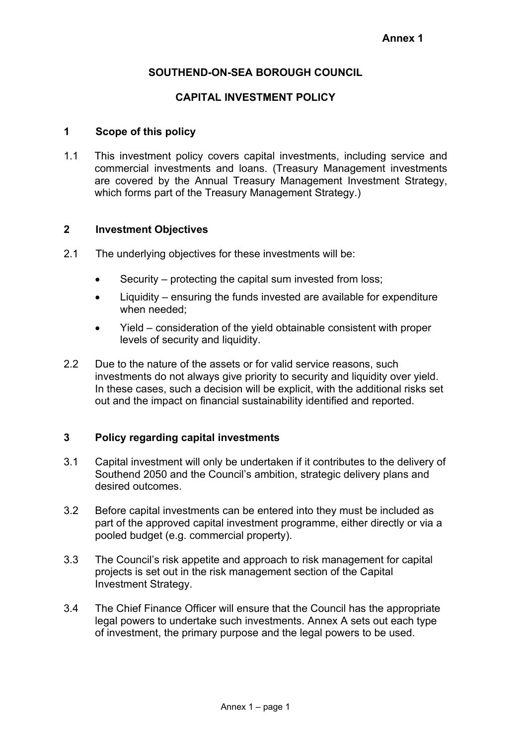**Annex 1**

# SOUTHEND-ON-SEA BOROUGH COUNCIL

# CAPITAL INVESTMENT POLICY

## 1 Scope of this policy

1.1 This investment policy covers capital investments, including service and commercial investments and loans. (Treasury Management investments are covered by the Annual Treasury Management Investment Strategy, which forms part of the Treasury Management Strategy.)

## 2 Investment Objectives

2.1 The underlying objectives for these investments will be:

- Security – protecting the capital sum invested from loss;
- Liquidity – ensuring the funds invested are available for expenditure when needed;
- Yield – consideration of the yield obtainable consistent with proper levels of security and liquidity.

2.2 Due to the nature of the assets or for valid service reasons, such investments do not always give priority to security and liquidity over yield. In these cases, such a decision will be explicit, with the additional risks set out and the impact on financial sustainability identified and reported.

## 3 Policy regarding capital investments

3.1 Capital investment will only be undertaken if it contributes to the delivery of Southend 2050 and the Council's ambition, strategic delivery plans and desired outcomes.

3.2 Before capital investments can be entered into they must be included as part of the approved capital investment programme, either directly or via a pooled budget (e.g. commercial property).

3.3 The Council's risk appetite and approach to risk management for capital projects is set out in the risk management section of the Capital Investment Strategy.

3.4 The Chief Finance Officer will ensure that the Council has the appropriate legal powers to undertake such investments. Annex A sets out each type of investment, the primary purpose and the legal powers to be used.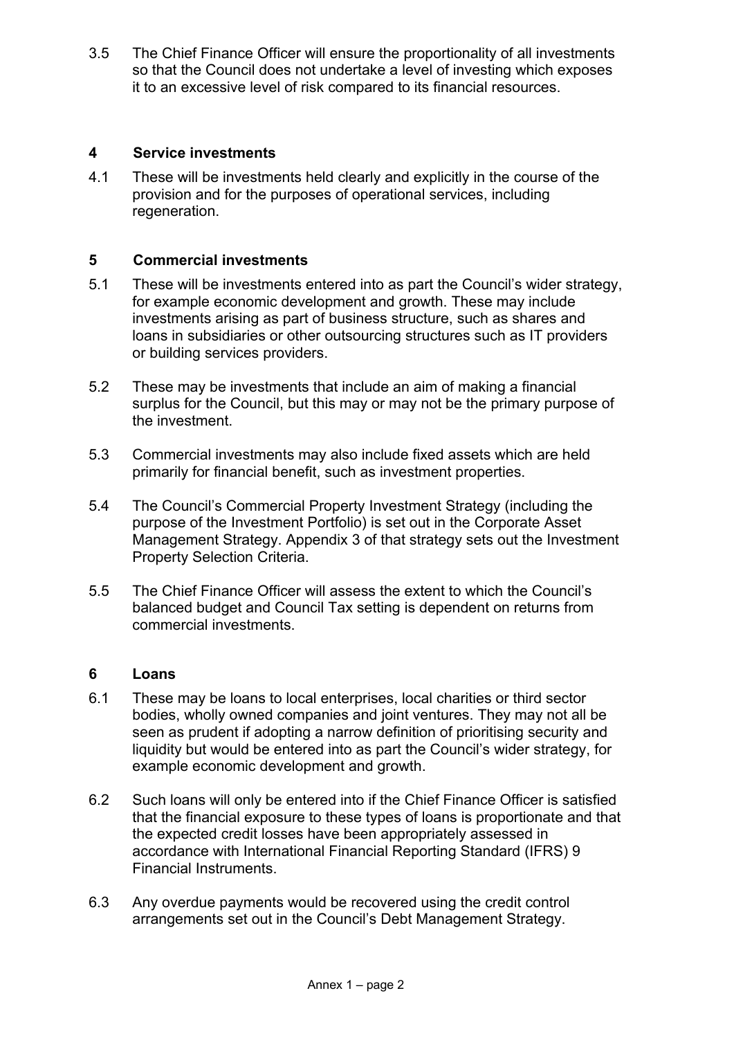3.5 The Chief Finance Officer will ensure the proportionality of all investments so that the Council does not undertake a level of investing which exposes it to an excessive level of risk compared to its financial resources.

## 4 Service investments

4.1 These will be investments held clearly and explicitly in the course of the provision and for the purposes of operational services, including regeneration.

## 5 Commercial investments

5.1 These will be investments entered into as part the Council's wider strategy, for example economic development and growth. These may include investments arising as part of business structure, such as shares and loans in subsidiaries or other outsourcing structures such as IT providers or building services providers.

5.2 These may be investments that include an aim of making a financial surplus for the Council, but this may or may not be the primary purpose of the investment.

5.3 Commercial investments may also include fixed assets which are held primarily for financial benefit, such as investment properties.

5.4 The Council's Commercial Property Investment Strategy (including the purpose of the Investment Portfolio) is set out in the Corporate Asset Management Strategy. Appendix 3 of that strategy sets out the Investment Property Selection Criteria.

5.5 The Chief Finance Officer will assess the extent to which the Council's balanced budget and Council Tax setting is dependent on returns from commercial investments.

## 6 Loans

6.1 These may be loans to local enterprises, local charities or third sector bodies, wholly owned companies and joint ventures. They may not all be seen as prudent if adopting a narrow definition of prioritising security and liquidity but would be entered into as part the Council's wider strategy, for example economic development and growth.

6.2 Such loans will only be entered into if the Chief Finance Officer is satisfied that the financial exposure to these types of loans is proportionate and that the expected credit losses have been appropriately assessed in accordance with International Financial Reporting Standard (IFRS) 9 Financial Instruments.

6.3 Any overdue payments would be recovered using the credit control arrangements set out in the Council's Debt Management Strategy.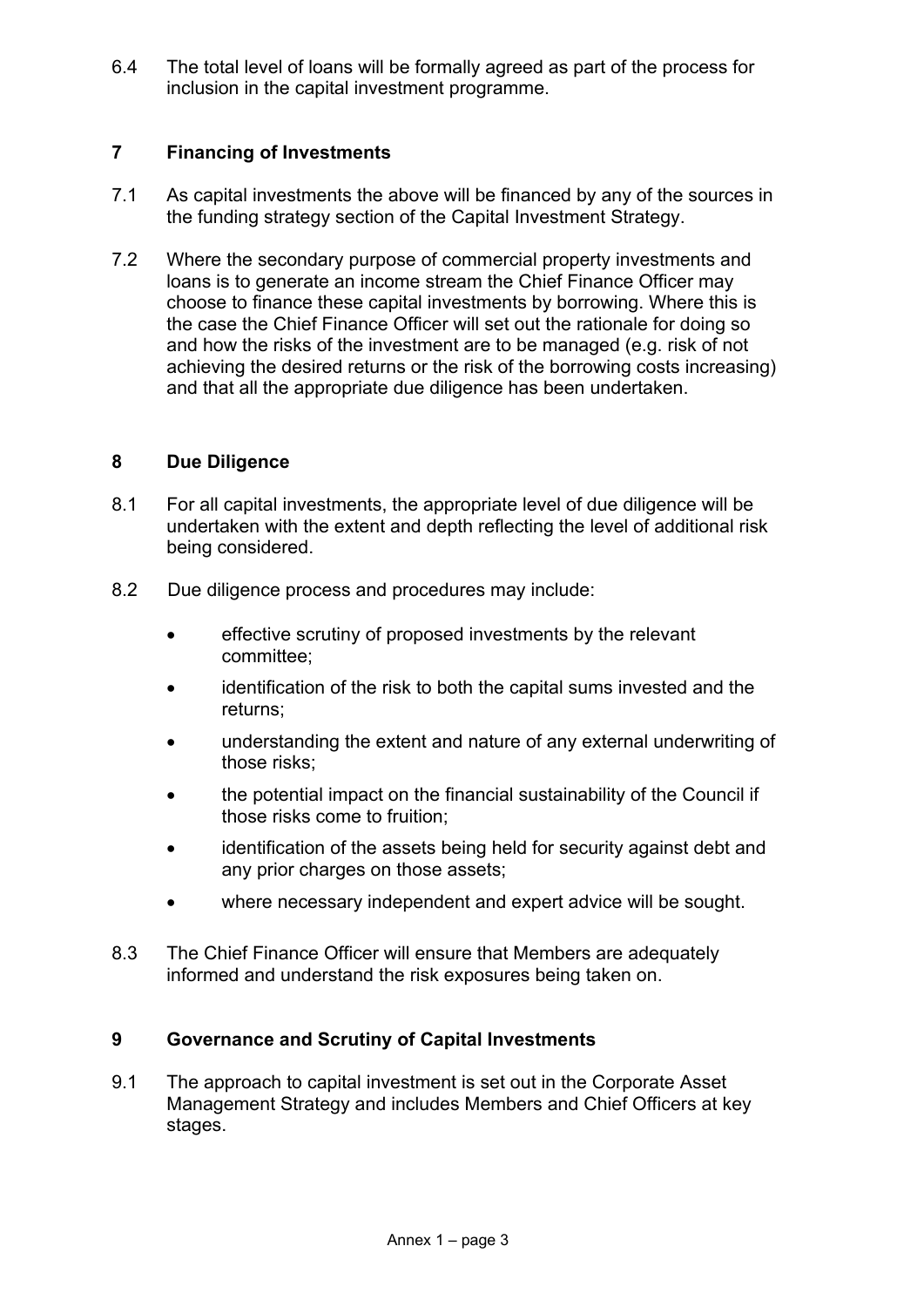6.4 The total level of loans will be formally agreed as part of the process for inclusion in the capital investment programme.

## 7 Financing of Investments

7.1 As capital investments the above will be financed by any of the sources in the funding strategy section of the Capital Investment Strategy.

7.2 Where the secondary purpose of commercial property investments and loans is to generate an income stream the Chief Finance Officer may choose to finance these capital investments by borrowing. Where this is the case the Chief Finance Officer will set out the rationale for doing so and how the risks of the investment are to be managed (e.g. risk of not achieving the desired returns or the risk of the borrowing costs increasing) and that all the appropriate due diligence has been undertaken.

## 8 Due Diligence

8.1 For all capital investments, the appropriate level of due diligence will be undertaken with the extent and depth reflecting the level of additional risk being considered.

8.2 Due diligence process and procedures may include:

- effective scrutiny of proposed investments by the relevant committee;
- identification of the risk to both the capital sums invested and the returns;
- understanding the extent and nature of any external underwriting of those risks;
- the potential impact on the financial sustainability of the Council if those risks come to fruition;
- identification of the assets being held for security against debt and any prior charges on those assets;
- where necessary independent and expert advice will be sought.

8.3 The Chief Finance Officer will ensure that Members are adequately informed and understand the risk exposures being taken on.

## 9 Governance and Scrutiny of Capital Investments

9.1 The approach to capital investment is set out in the Corporate Asset Management Strategy and includes Members and Chief Officers at key stages.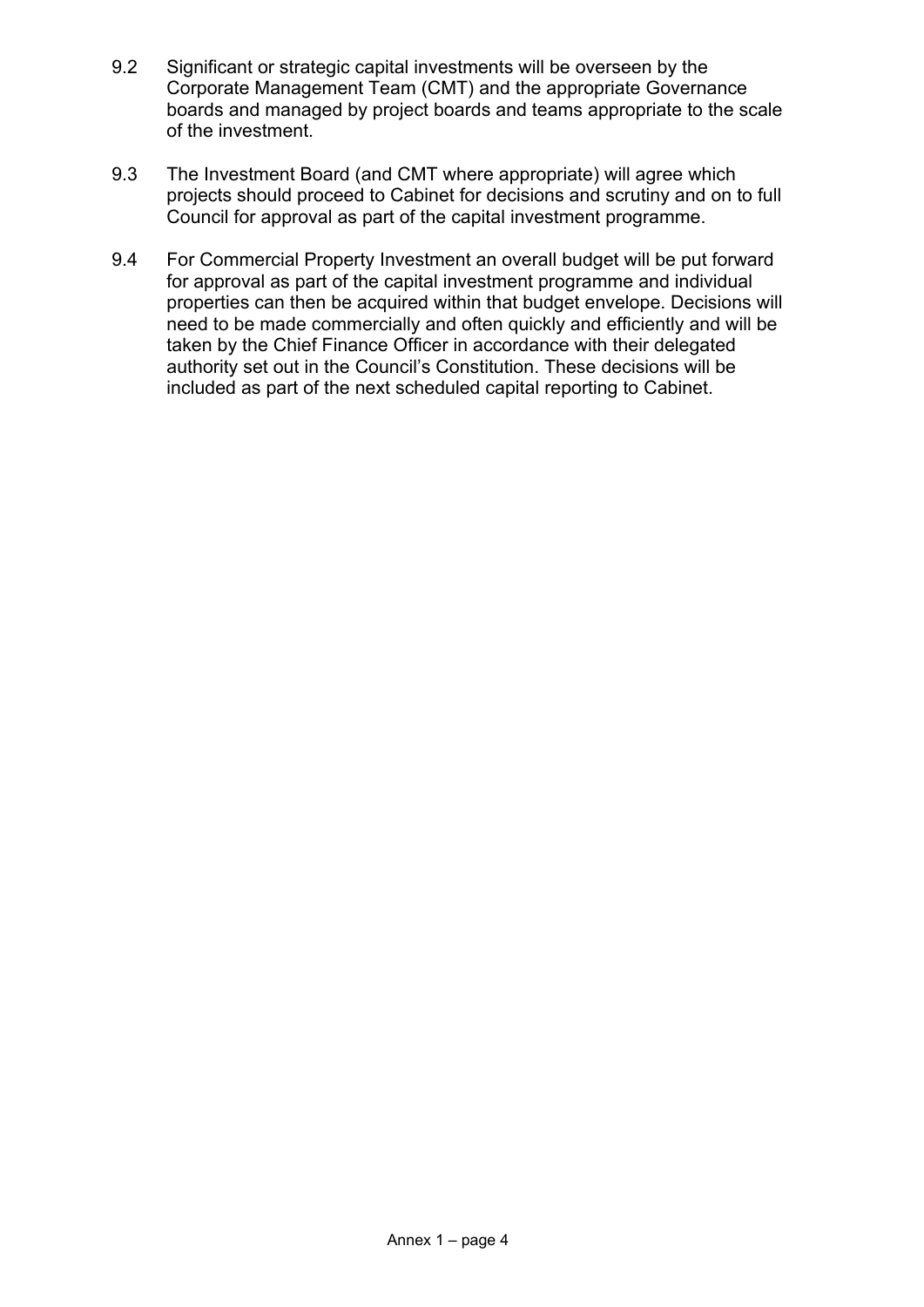9.2 Significant or strategic capital investments will be overseen by the Corporate Management Team (CMT) and the appropriate Governance boards and managed by project boards and teams appropriate to the scale of the investment.

9.3 The Investment Board (and CMT where appropriate) will agree which projects should proceed to Cabinet for decisions and scrutiny and on to full Council for approval as part of the capital investment programme.

9.4 For Commercial Property Investment an overall budget will be put forward for approval as part of the capital investment programme and individual properties can then be acquired within that budget envelope. Decisions will need to be made commercially and often quickly and efficiently and will be taken by the Chief Finance Officer in accordance with their delegated authority set out in the Council's Constitution. These decisions will be included as part of the next scheduled capital reporting to Cabinet.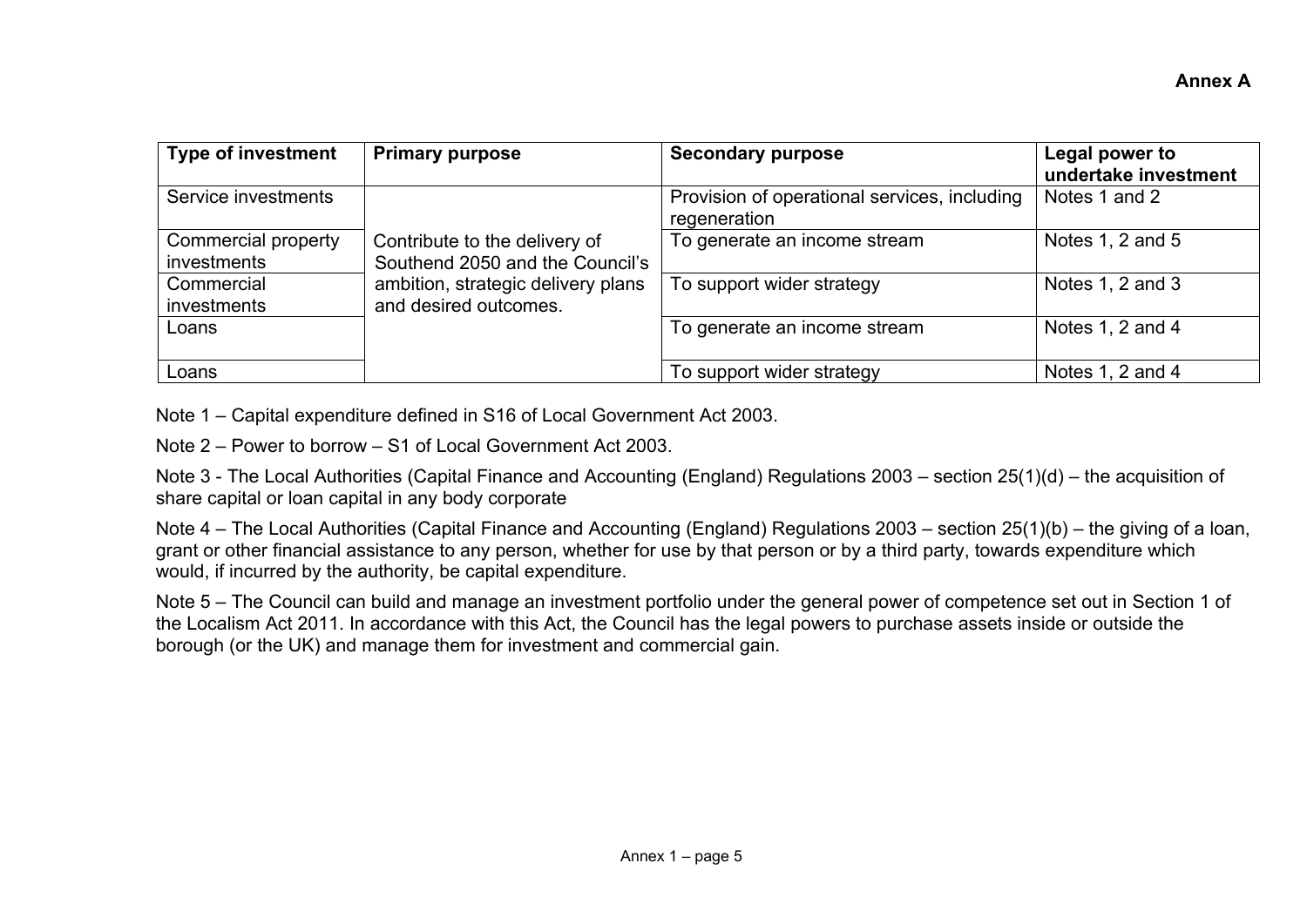**Annex A**

| Type of investment | Primary purpose | Secondary purpose | Legal power to undertake investment |
|---|---|---|---|
| Service investments | Contribute to the delivery of Southend 2050 and the Council's ambition, strategic delivery plans and desired outcomes. | Provision of operational services, including regeneration | Notes 1 and 2 |
| Commercial property investments | | To generate an income stream | Notes 1, 2 and 5 |
| Commercial investments | | To support wider strategy | Notes 1, 2 and 3 |
| Loans | | To generate an income stream | Notes 1, 2 and 4 |
| Loans | | To support wider strategy | Notes 1, 2 and 4 |

Note 1 – Capital expenditure defined in S16 of Local Government Act 2003.

Note 2 – Power to borrow – S1 of Local Government Act 2003.

Note 3 - The Local Authorities (Capital Finance and Accounting (England) Regulations 2003 – section 25(1)(d) – the acquisition of share capital or loan capital in any body corporate

Note 4 – The Local Authorities (Capital Finance and Accounting (England) Regulations 2003 – section 25(1)(b) – the giving of a loan, grant or other financial assistance to any person, whether for use by that person or by a third party, towards expenditure which would, if incurred by the authority, be capital expenditure.

Note 5 – The Council can build and manage an investment portfolio under the general power of competence set out in Section 1 of the Localism Act 2011. In accordance with this Act, the Council has the legal powers to purchase assets inside or outside the borough (or the UK) and manage them for investment and commercial gain.